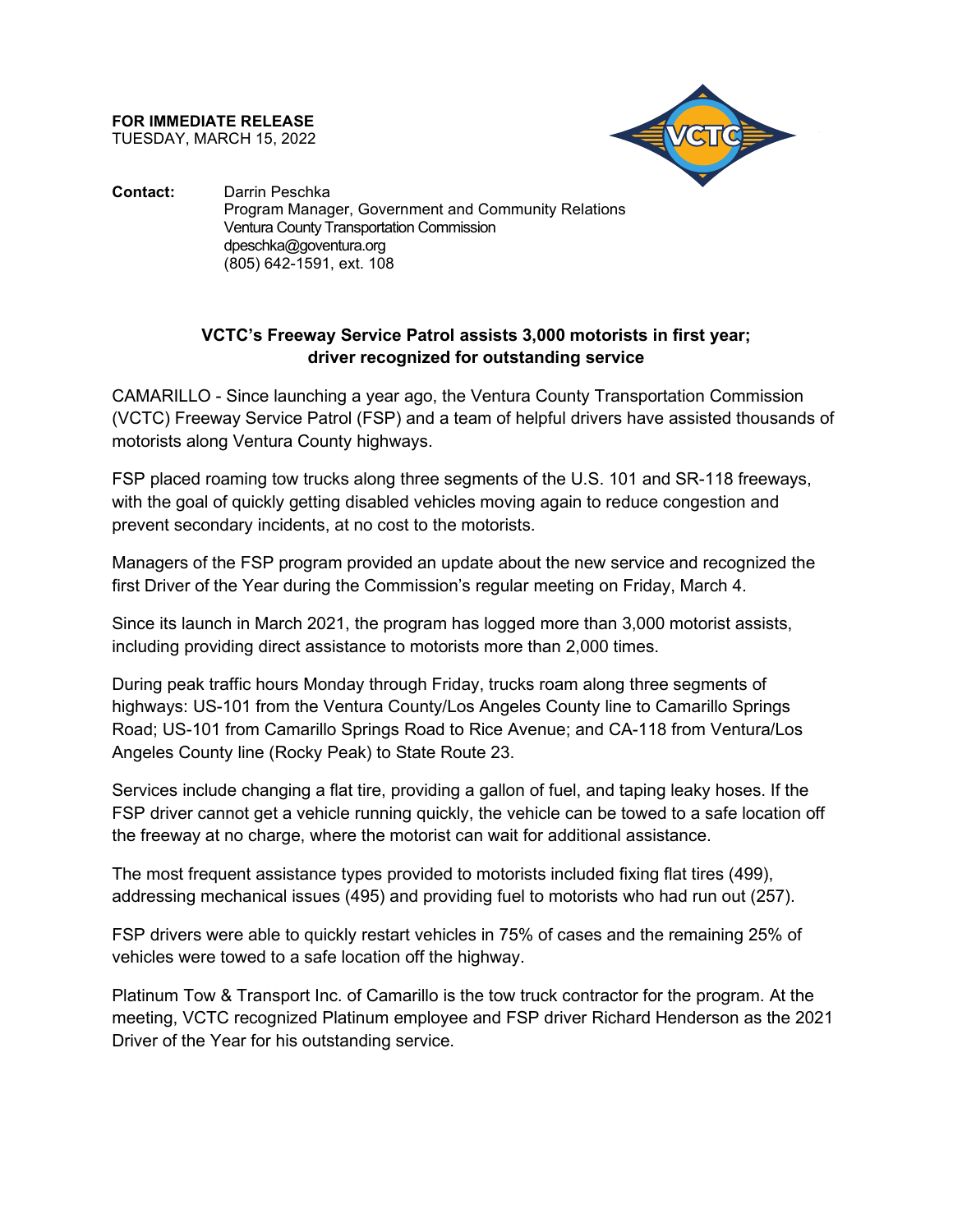**FOR IMMEDIATE RELEASE**
TUESDAY, MARCH 15, 2022

**Contact:** Darrin Peschka
Program Manager, Government and Community Relations
Ventura County Transportation Commission
dpeschka@goventura.org
(805) 642-1591, ext. 108

## VCTC's Freeway Service Patrol assists 3,000 motorists in first year; driver recognized for outstanding service

CAMARILLO - Since launching a year ago, the Ventura County Transportation Commission (VCTC) Freeway Service Patrol (FSP) and a team of helpful drivers have assisted thousands of motorists along Ventura County highways.

FSP placed roaming tow trucks along three segments of the U.S. 101 and SR-118 freeways, with the goal of quickly getting disabled vehicles moving again to reduce congestion and prevent secondary incidents, at no cost to the motorists.

Managers of the FSP program provided an update about the new service and recognized the first Driver of the Year during the Commission's regular meeting on Friday, March 4.

Since its launch in March 2021, the program has logged more than 3,000 motorist assists, including providing direct assistance to motorists more than 2,000 times.

During peak traffic hours Monday through Friday, trucks roam along three segments of highways: US-101 from the Ventura County/Los Angeles County line to Camarillo Springs Road; US-101 from Camarillo Springs Road to Rice Avenue; and CA-118 from Ventura/Los Angeles County line (Rocky Peak) to State Route 23.

Services include changing a flat tire, providing a gallon of fuel, and taping leaky hoses. If the FSP driver cannot get a vehicle running quickly, the vehicle can be towed to a safe location off the freeway at no charge, where the motorist can wait for additional assistance.

The most frequent assistance types provided to motorists included fixing flat tires (499), addressing mechanical issues (495) and providing fuel to motorists who had run out (257).

FSP drivers were able to quickly restart vehicles in 75% of cases and the remaining 25% of vehicles were towed to a safe location off the highway.

Platinum Tow & Transport Inc. of Camarillo is the tow truck contractor for the program. At the meeting, VCTC recognized Platinum employee and FSP driver Richard Henderson as the 2021 Driver of the Year for his outstanding service.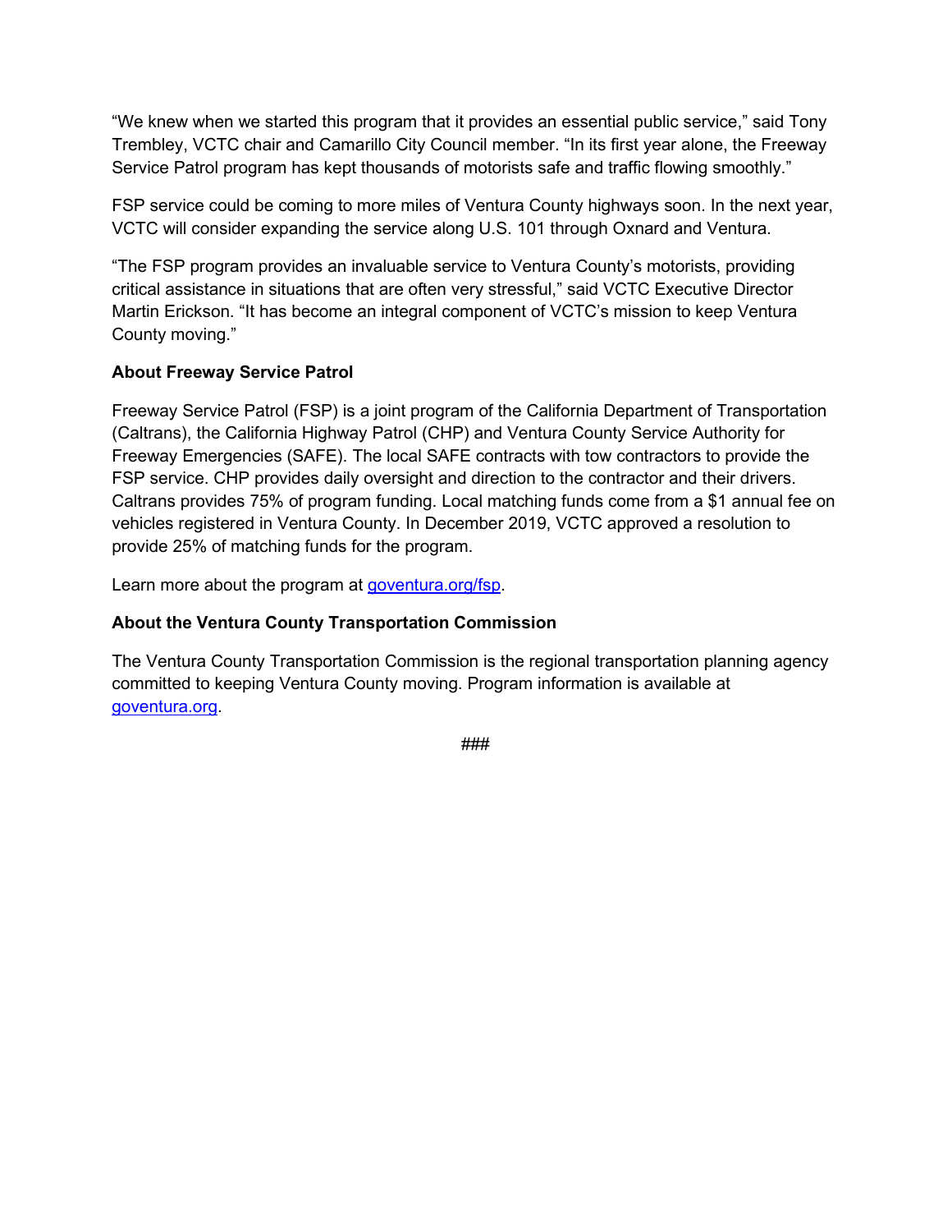"We knew when we started this program that it provides an essential public service," said Tony Trembley, VCTC chair and Camarillo City Council member. "In its first year alone, the Freeway Service Patrol program has kept thousands of motorists safe and traffic flowing smoothly."

FSP service could be coming to more miles of Ventura County highways soon. In the next year, VCTC will consider expanding the service along U.S. 101 through Oxnard and Ventura.

"The FSP program provides an invaluable service to Ventura County's motorists, providing critical assistance in situations that are often very stressful," said VCTC Executive Director Martin Erickson. "It has become an integral component of VCTC's mission to keep Ventura County moving."

**About Freeway Service Patrol**

Freeway Service Patrol (FSP) is a joint program of the California Department of Transportation (Caltrans), the California Highway Patrol (CHP) and Ventura County Service Authority for Freeway Emergencies (SAFE). The local SAFE contracts with tow contractors to provide the FSP service. CHP provides daily oversight and direction to the contractor and their drivers. Caltrans provides 75% of program funding. Local matching funds come from a $1 annual fee on vehicles registered in Ventura County. In December 2019, VCTC approved a resolution to provide 25% of matching funds for the program.

Learn more about the program at [goventura.org/fsp](goventura.org/fsp).

**About the Ventura County Transportation Commission**

The Ventura County Transportation Commission is the regional transportation planning agency committed to keeping Ventura County moving. Program information is available at [goventura.org](goventura.org).

###